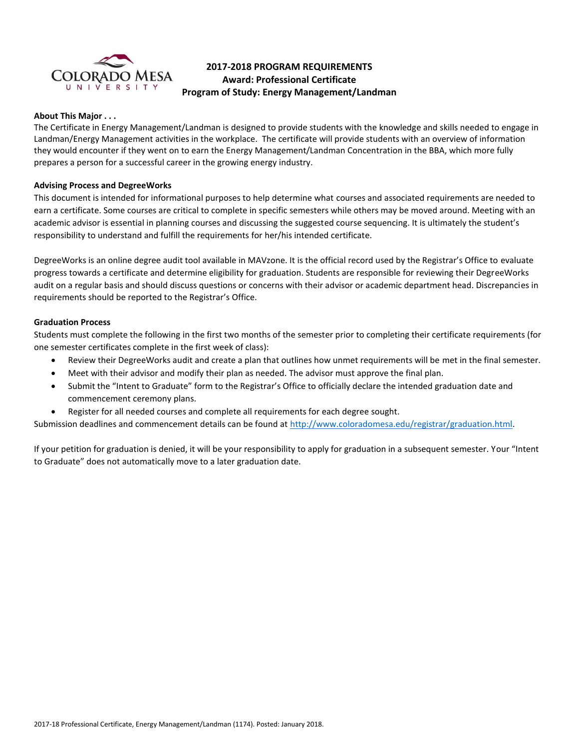# 2017-2018 PROGRAM REQUIREMENTS
## Award: Professional Certificate
## Program of Study: Energy Management/Landman

**About This Major . . .**

The Certificate in Energy Management/Landman is designed to provide students with the knowledge and skills needed to engage in Landman/Energy Management activities in the workplace. The certificate will provide students with an overview of information they would encounter if they went on to earn the Energy Management/Landman Concentration in the BBA, which more fully prepares a person for a successful career in the growing energy industry.

**Advising Process and DegreeWorks**

This document is intended for informational purposes to help determine what courses and associated requirements are needed to earn a certificate. Some courses are critical to complete in specific semesters while others may be moved around. Meeting with an academic advisor is essential in planning courses and discussing the suggested course sequencing. It is ultimately the student's responsibility to understand and fulfill the requirements for her/his intended certificate.

DegreeWorks is an online degree audit tool available in MAVzone. It is the official record used by the Registrar's Office to evaluate progress towards a certificate and determine eligibility for graduation. Students are responsible for reviewing their DegreeWorks audit on a regular basis and should discuss questions or concerns with their advisor or academic department head. Discrepancies in requirements should be reported to the Registrar's Office.

**Graduation Process**

Students must complete the following in the first two months of the semester prior to completing their certificate requirements (for one semester certificates complete in the first week of class):

- Review their DegreeWorks audit and create a plan that outlines how unmet requirements will be met in the final semester.
- Meet with their advisor and modify their plan as needed. The advisor must approve the final plan.
- Submit the "Intent to Graduate" form to the Registrar's Office to officially declare the intended graduation date and commencement ceremony plans.
- Register for all needed courses and complete all requirements for each degree sought.

Submission deadlines and commencement details can be found at http://www.coloradomesa.edu/registrar/graduation.html.

If your petition for graduation is denied, it will be your responsibility to apply for graduation in a subsequent semester. Your "Intent to Graduate" does not automatically move to a later graduation date.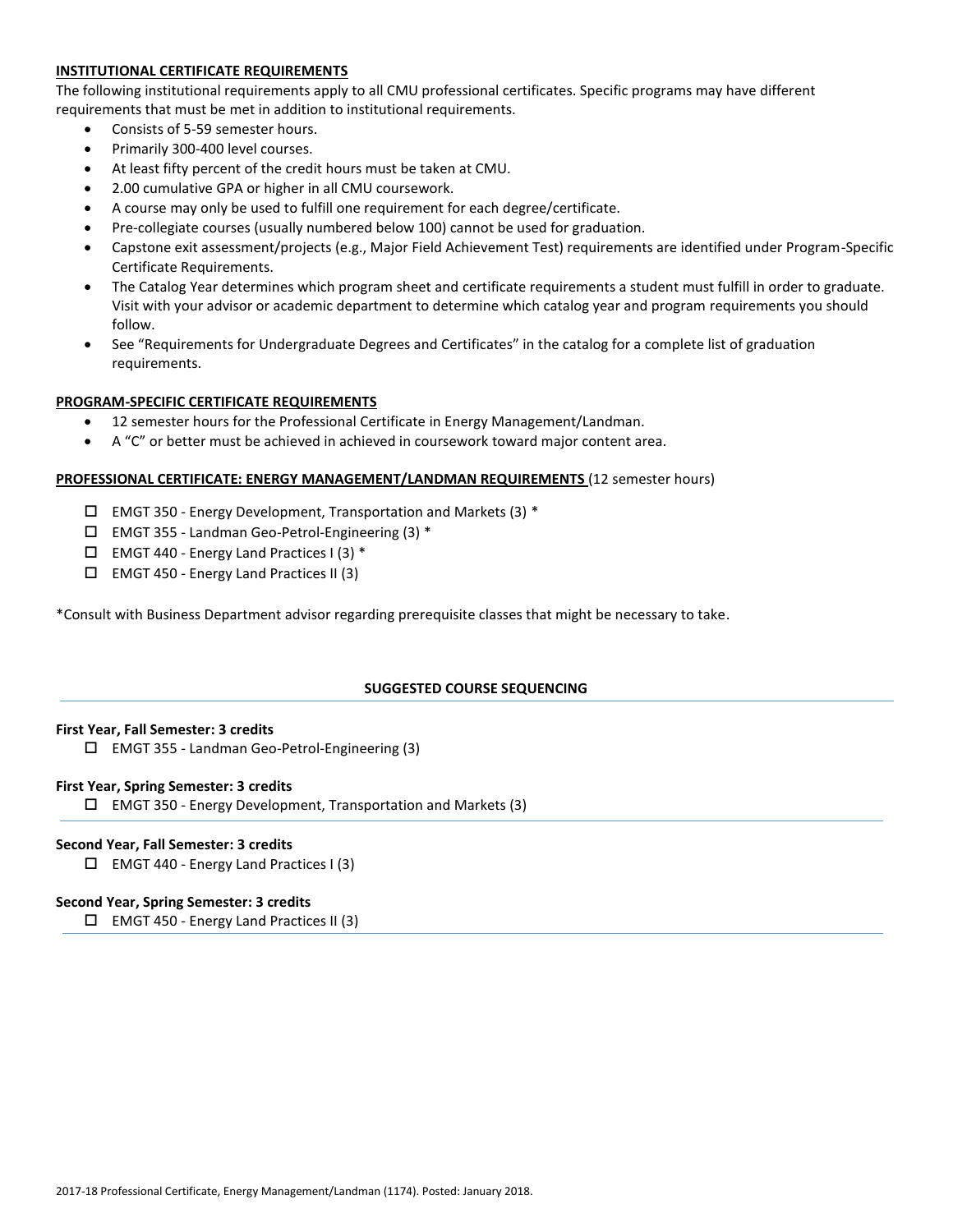**INSTITUTIONAL CERTIFICATE REQUIREMENTS**

The following institutional requirements apply to all CMU professional certificates. Specific programs may have different requirements that must be met in addition to institutional requirements.

- Consists of 5-59 semester hours.
- Primarily 300-400 level courses.
- At least fifty percent of the credit hours must be taken at CMU.
- 2.00 cumulative GPA or higher in all CMU coursework.
- A course may only be used to fulfill one requirement for each degree/certificate.
- Pre-collegiate courses (usually numbered below 100) cannot be used for graduation.
- Capstone exit assessment/projects (e.g., Major Field Achievement Test) requirements are identified under Program-Specific Certificate Requirements.
- The Catalog Year determines which program sheet and certificate requirements a student must fulfill in order to graduate. Visit with your advisor or academic department to determine which catalog year and program requirements you should follow.
- See "Requirements for Undergraduate Degrees and Certificates" in the catalog for a complete list of graduation requirements.

**PROGRAM-SPECIFIC CERTIFICATE REQUIREMENTS**

- 12 semester hours for the Professional Certificate in Energy Management/Landman.
- A "C" or better must be achieved in achieved in coursework toward major content area.

**PROFESSIONAL CERTIFICATE: ENERGY MANAGEMENT/LANDMAN REQUIREMENTS** (12 semester hours)

- ☐ EMGT 350 - Energy Development, Transportation and Markets (3) *
- ☐ EMGT 355 - Landman Geo-Petrol-Engineering (3) *
- ☐ EMGT 440 - Energy Land Practices I (3) *
- ☐ EMGT 450 - Energy Land Practices II (3)

*Consult with Business Department advisor regarding prerequisite classes that might be necessary to take.

**SUGGESTED COURSE SEQUENCING**

**First Year, Fall Semester: 3 credits**

- ☐ EMGT 355 - Landman Geo-Petrol-Engineering (3)

**First Year, Spring Semester: 3 credits**

- ☐ EMGT 350 - Energy Development, Transportation and Markets (3)

**Second Year, Fall Semester: 3 credits**

- ☐ EMGT 440 - Energy Land Practices I (3)

**Second Year, Spring Semester: 3 credits**

- ☐ EMGT 450 - Energy Land Practices II (3)